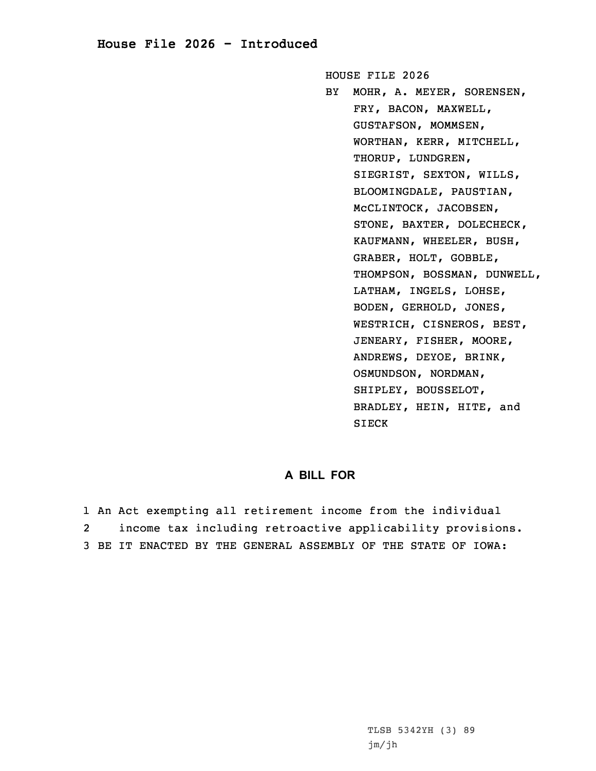# House File 2026 - Introduced

HOUSE FILE 2026

BY MOHR, A. MEYER, SORENSEN, FRY, BACON, MAXWELL, GUSTAFSON, MOMMSEN, WORTHAN, KERR, MITCHELL, THORUP, LUNDGREN, SIEGRIST, SEXTON, WILLS, BLOOMINGDALE, PAUSTIAN, McCLINTOCK, JACOBSEN, STONE, BAXTER, DOLECHECK, KAUFMANN, WHEELER, BUSH, GRABER, HOLT, GOBBLE, THOMPSON, BOSSMAN, DUNWELL, LATHAM, INGELS, LOHSE, BODEN, GERHOLD, JONES, WESTRICH, CISNEROS, BEST, JENEARY, FISHER, MOORE, ANDREWS, DEYOE, BRINK, OSMUNDSON, NORDMAN, SHIPLEY, BOUSSELOT, BRADLEY, HEIN, HITE, and SIECK

## A BILL FOR

1 An Act exempting all retirement income from the individual
2 income tax including retroactive applicability provisions.
3 BE IT ENACTED BY THE GENERAL ASSEMBLY OF THE STATE OF IOWA:

TLSB 5342YH (3) 89
jm/jh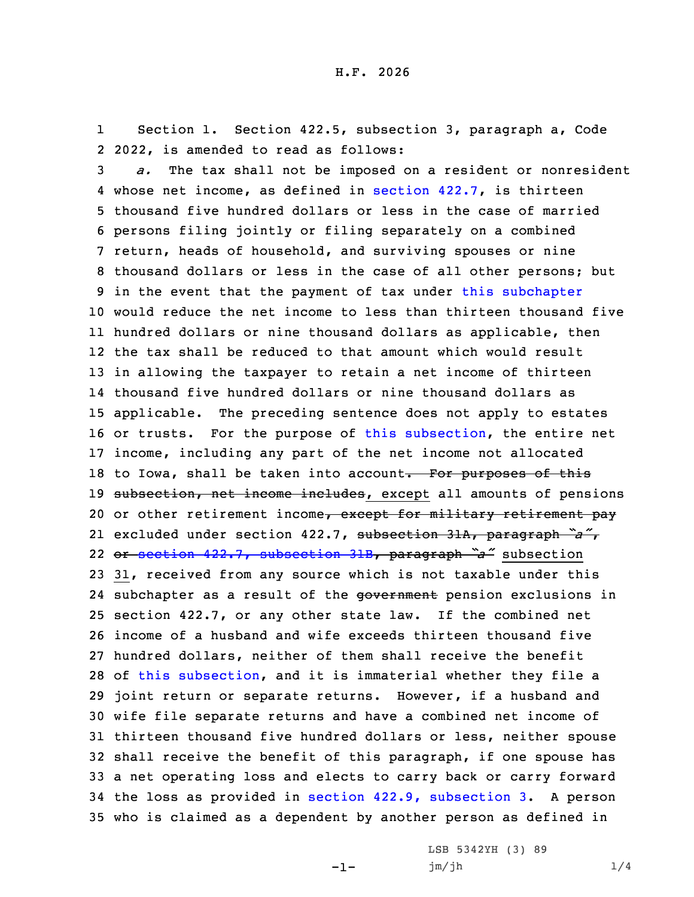H.F. 2026

Section 1. Section 422.5, subsection 3, paragraph a, Code 2022, is amended to read as follows:

*a.* The tax shall not be imposed on a resident or nonresident whose net income, as defined in section 422.7, is thirteen thousand five hundred dollars or less in the case of married persons filing jointly or filing separately on a combined return, heads of household, and surviving spouses or nine thousand dollars or less in the case of all other persons; but in the event that the payment of tax under this subchapter would reduce the net income to less than thirteen thousand five hundred dollars or nine thousand dollars as applicable, then the tax shall be reduced to that amount which would result in allowing the taxpayer to retain a net income of thirteen thousand five hundred dollars or nine thousand dollars as applicable. The preceding sentence does not apply to estates or trusts. For the purpose of this subsection, the entire net income, including any part of the net income not allocated to Iowa, shall be taken into account~~. For purposes of this subsection, net income includes~~, except all amounts of pensions or other retirement income~~, except for military retirement pay~~ excluded under section 422.7, ~~subsection 31A, paragraph "a", or section 422.7, subsection 31B, paragraph "a"~~ subsection 31, received from any source which is not taxable under this subchapter as a result of the ~~government~~ pension exclusions in section 422.7, or any other state law. If the combined net income of a husband and wife exceeds thirteen thousand five hundred dollars, neither of them shall receive the benefit of this subsection, and it is immaterial whether they file a joint return or separate returns. However, if a husband and wife file separate returns and have a combined net income of thirteen thousand five hundred dollars or less, neither spouse shall receive the benefit of this paragraph, if one spouse has a net operating loss and elects to carry back or carry forward the loss as provided in section 422.9, subsection 3. A person who is claimed as a dependent by another person as defined in

LSB 5342YH (3) 89
jm/jh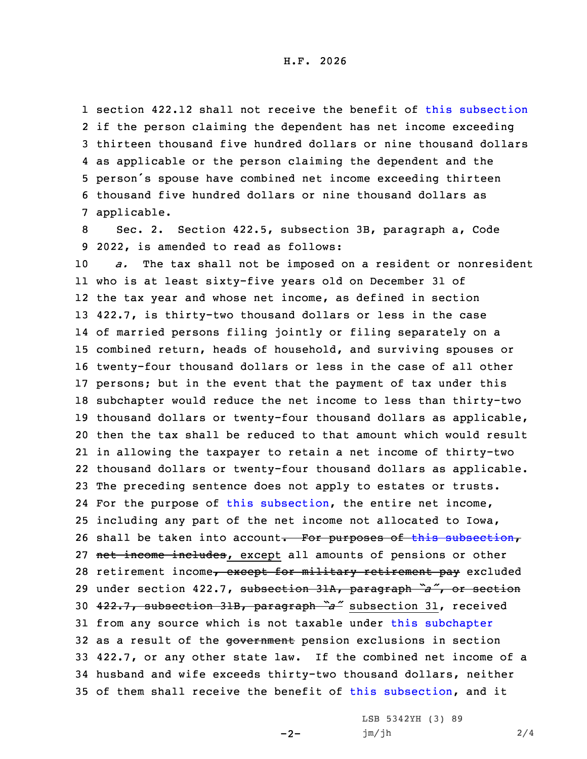1 section 422.12 shall not receive the benefit of this subsection
2 if the person claiming the dependent has net income exceeding
3 thirteen thousand five hundred dollars or nine thousand dollars
4 as applicable or the person claiming the dependent and the
5 person's spouse have combined net income exceeding thirteen
6 thousand five hundred dollars or nine thousand dollars as
7 applicable.

8 Sec. 2. Section 422.5, subsection 3B, paragraph a, Code
9 2022, is amended to read as follows:

10 *a.* The tax shall not be imposed on a resident or nonresident
11 who is at least sixty-five years old on December 31 of
12 the tax year and whose net income, as defined in section
13 422.7, is thirty-two thousand dollars or less in the case
14 of married persons filing jointly or filing separately on a
15 combined return, heads of household, and surviving spouses or
16 twenty-four thousand dollars or less in the case of all other
17 persons; but in the event that the payment of tax under this
18 subchapter would reduce the net income to less than thirty-two
19 thousand dollars or twenty-four thousand dollars as applicable,
20 then the tax shall be reduced to that amount which would result
21 in allowing the taxpayer to retain a net income of thirty-two
22 thousand dollars or twenty-four thousand dollars as applicable.
23 The preceding sentence does not apply to estates or trusts.
24 For the purpose of this subsection, the entire net income,
25 including any part of the net income not allocated to Iowa,
26 shall be taken into account~~. For purposes of this subsection,~~
27 ~~net income includes~~, except all amounts of pensions or other
28 retirement income~~, except for military retirement pay~~ excluded
29 under section 422.7, ~~subsection 31A, paragraph "a", or section~~
30 ~~422.7, subsection 31B, paragraph "a"~~ subsection 31, received
31 from any source which is not taxable under this subchapter
32 as a result of the ~~government~~ pension exclusions in section
33 422.7, or any other state law. If the combined net income of a
34 husband and wife exceeds thirty-two thousand dollars, neither
35 of them shall receive the benefit of this subsection, and it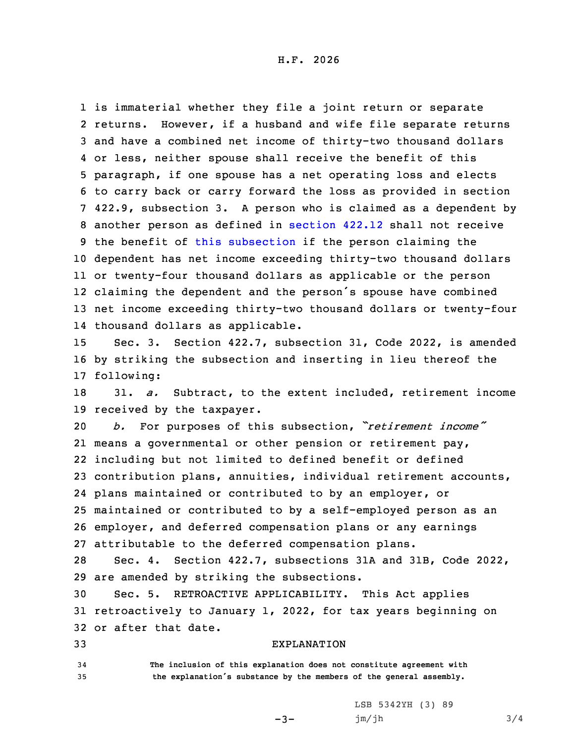is immaterial whether they file a joint return or separate returns. However, if a husband and wife file separate returns and have a combined net income of thirty-two thousand dollars or less, neither spouse shall receive the benefit of this paragraph, if one spouse has a net operating loss and elects to carry back or carry forward the loss as provided in section 422.9, subsection 3. A person who is claimed as a dependent by another person as defined in section 422.12 shall not receive the benefit of this subsection if the person claiming the dependent has net income exceeding thirty-two thousand dollars or twenty-four thousand dollars as applicable or the person claiming the dependent and the person's spouse have combined net income exceeding thirty-two thousand dollars or twenty-four thousand dollars as applicable.

Sec. 3. Section 422.7, subsection 31, Code 2022, is amended by striking the subsection and inserting in lieu thereof the following:

31. *a.* Subtract, to the extent included, retirement income received by the taxpayer.

*b.* For purposes of this subsection, *"retirement income"* means a governmental or other pension or retirement pay, including but not limited to defined benefit or defined contribution plans, annuities, individual retirement accounts, plans maintained or contributed to by an employer, or maintained or contributed to by a self-employed person as an employer, and deferred compensation plans or any earnings attributable to the deferred compensation plans.

Sec. 4. Section 422.7, subsections 31A and 31B, Code 2022, are amended by striking the subsections.

Sec. 5. RETROACTIVE APPLICABILITY. This Act applies retroactively to January 1, 2022, for tax years beginning on or after that date.

EXPLANATION

The inclusion of this explanation does not constitute agreement with the explanation's substance by the members of the general assembly.

LSB 5342YH (3) 89
jm/jh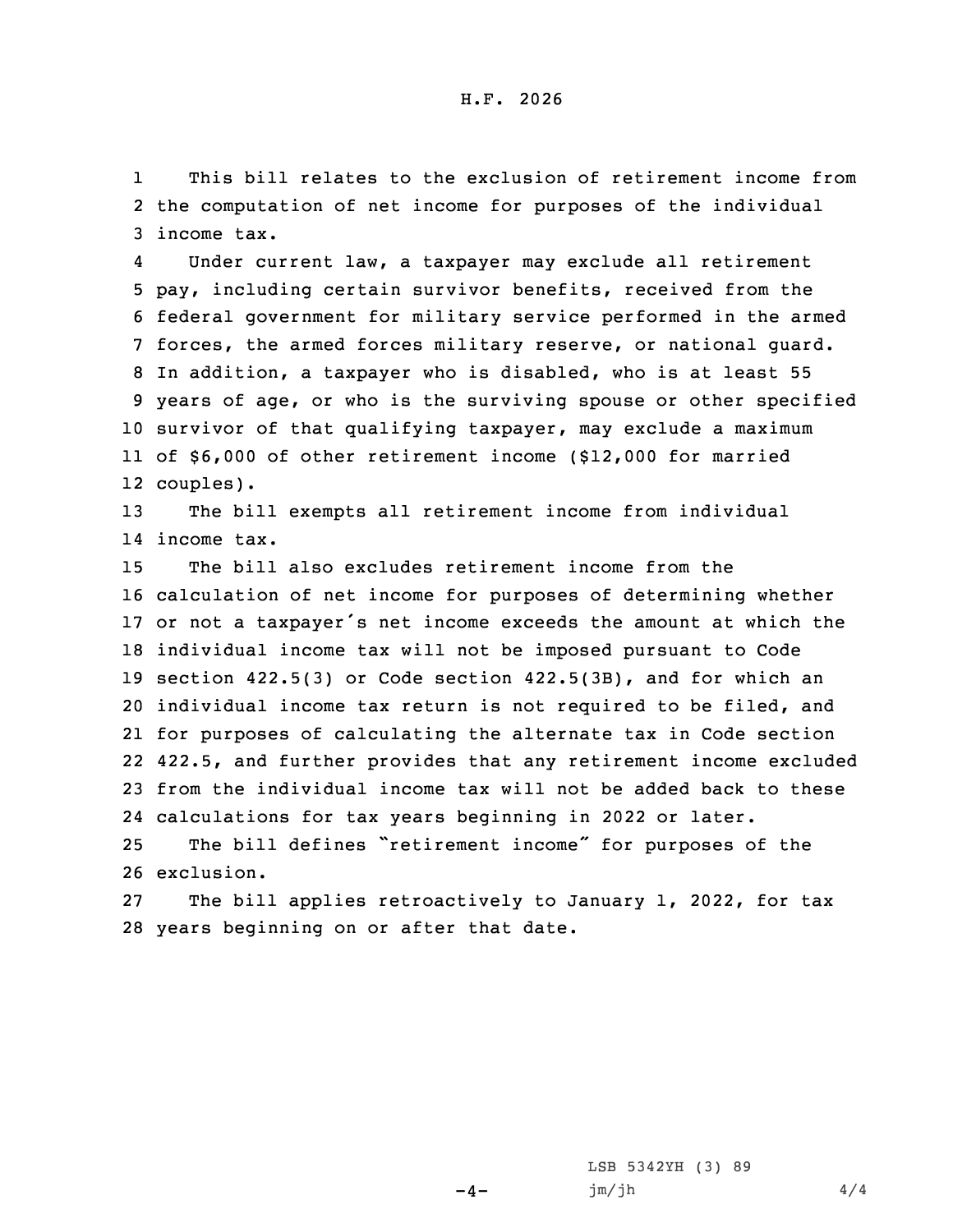This bill relates to the exclusion of retirement income from the computation of net income for purposes of the individual income tax.

Under current law, a taxpayer may exclude all retirement pay, including certain survivor benefits, received from the federal government for military service performed in the armed forces, the armed forces military reserve, or national guard. In addition, a taxpayer who is disabled, who is at least 55 years of age, or who is the surviving spouse or other specified survivor of that qualifying taxpayer, may exclude a maximum of $6,000 of other retirement income ($12,000 for married couples).

The bill exempts all retirement income from individual income tax.

The bill also excludes retirement income from the calculation of net income for purposes of determining whether or not a taxpayer's net income exceeds the amount at which the individual income tax will not be imposed pursuant to Code section 422.5(3) or Code section 422.5(3B), and for which an individual income tax return is not required to be filed, and for purposes of calculating the alternate tax in Code section 422.5, and further provides that any retirement income excluded from the individual income tax will not be added back to these calculations for tax years beginning in 2022 or later.

The bill defines "retirement income" for purposes of the exclusion.

The bill applies retroactively to January 1, 2022, for tax years beginning on or after that date.